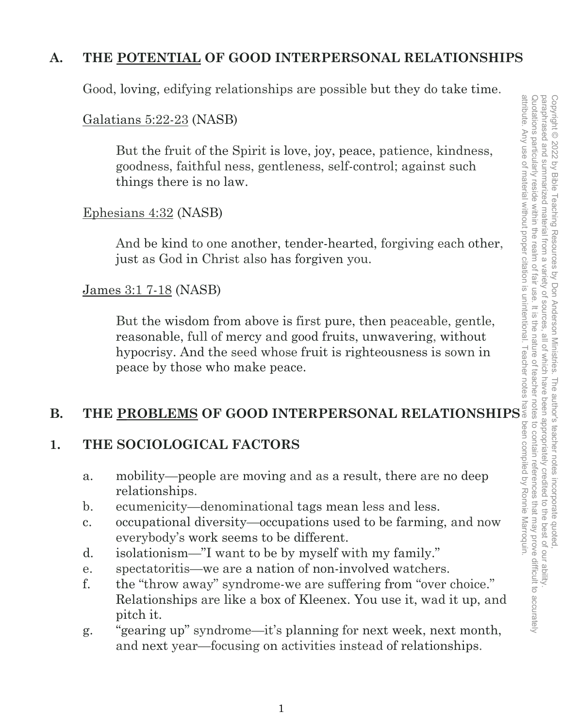## A. THE POTENTIAL OF GOOD INTERPERSONAL RELATIONSHIPS

Good, loving, edifying relationships are possible but they do take time.

Galatians 5:22-23 (NASB)

> But the fruit of the Spirit is love, joy, peace, patience, kindness, goodness, faithful ness, gentleness, self-control; against such things there is no law.

Ephesians 4:32 (NASB)

> And be kind to one another, tender-hearted, forgiving each other, just as God in Christ also has forgiven you.

James 3:1 7-18 (NASB)

> But the wisdom from above is first pure, then peaceable, gentle, reasonable, full of mercy and good fruits, unwavering, without hypocrisy. And the seed whose fruit is righteousness is sown in peace by those who make peace.

## B. THE PROBLEMS OF GOOD INTERPERSONAL RELATIONSHIPS

### 1. THE SOCIOLOGICAL FACTORS

a. mobility—people are moving and as a result, there are no deep relationships.
b. ecumenicity—denominational tags mean less and less.
c. occupational diversity—occupations used to be farming, and now everybody's work seems to be different.
d. isolationism—"I want to be by myself with my family."
e. spectatoritis—we are a nation of non-involved watchers.
f. the "throw away" syndrome-we are suffering from "over choice." Relationships are like a box of Kleenex. You use it, wad it up, and pitch it.
g. "gearing up" syndrome—it's planning for next week, next month, and next year—focusing on activities instead of relationships.

Copyright © 2022 by Bible Teaching Resources by Don Anderson Ministries. The author's teacher notes incorporate quoted, paraphrased and summarized material from a variety of sources, all of which have been appropriately credited to the best of our ability. Quotations particularly reside within the realm of fair use. It is the nature of teacher notes to contain references that may prove difficult to accurately attribute. Any use of material without proper citation is unintentional. Teacher notes have been compiled by Ronnie Marroquin.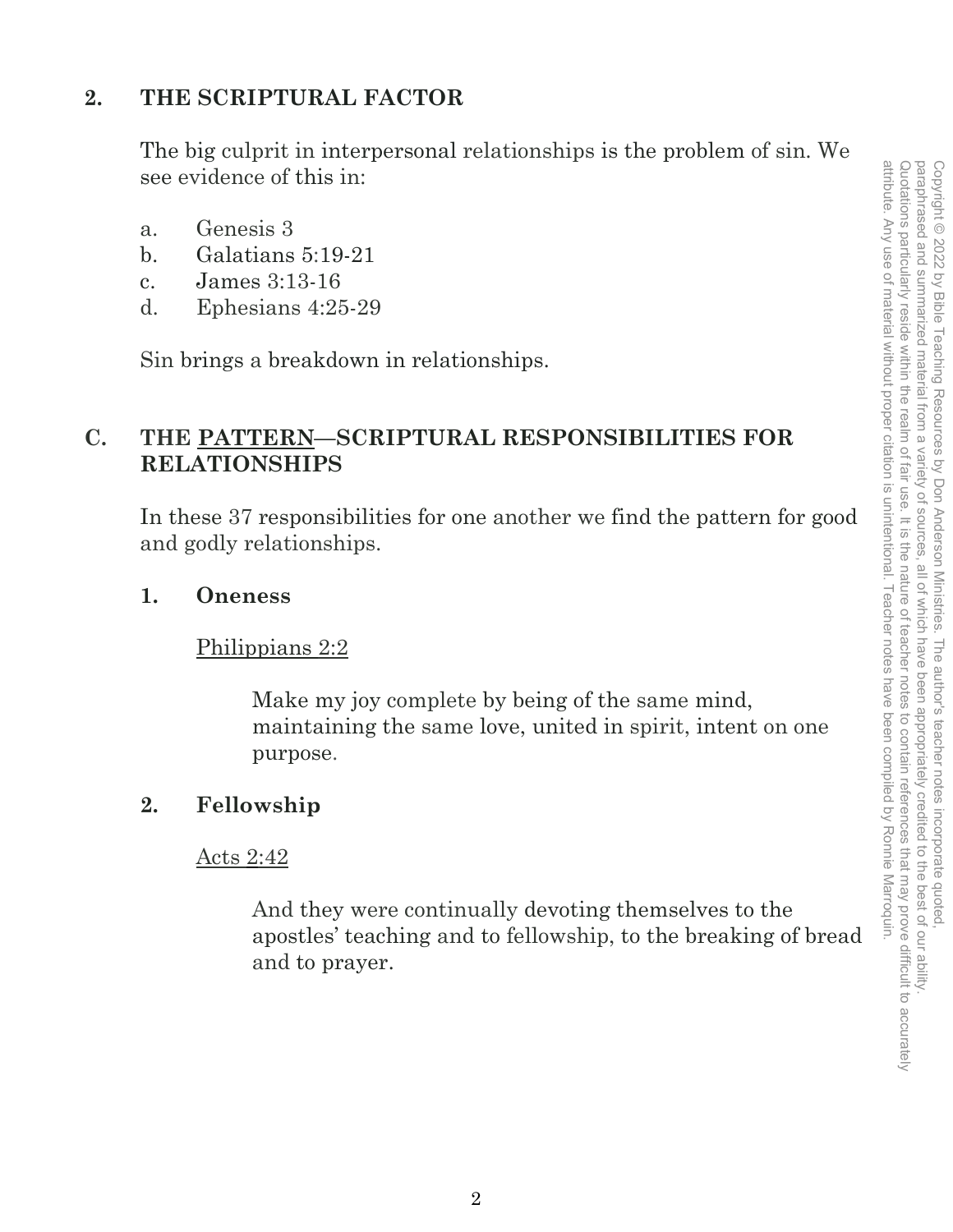## 2. THE SCRIPTURAL FACTOR

The big culprit in interpersonal relationships is the problem of sin. We see evidence of this in:

a. Genesis 3
b. Galatians 5:19-21
c. James 3:13-16
d. Ephesians 4:25-29

Sin brings a breakdown in relationships.

## C. THE PATTERN—SCRIPTURAL RESPONSIBILITIES FOR RELATIONSHIPS

In these 37 responsibilities for one another we find the pattern for good and godly relationships.

### 1. Oneness

Philippians 2:2

> Make my joy complete by being of the same mind, maintaining the same love, united in spirit, intent on one purpose.

### 2. Fellowship

Acts 2:42

> And they were continually devoting themselves to the apostles' teaching and to fellowship, to the breaking of bread and to prayer.

Copyright © 2022 by Bible Teaching Resources by Don Anderson Ministries. The author's teacher notes incorporate quoted, paraphrased and summarized material from a variety of sources, all of which have been appropriately credited to the best of our ability. Quotations particularly reside within the realm of fair use. It is the nature of teacher notes to contain references that may prove difficult to accurately attribute. Any use of material without proper citation is unintentional. Teacher notes have been compiled by Ronnie Marroquin.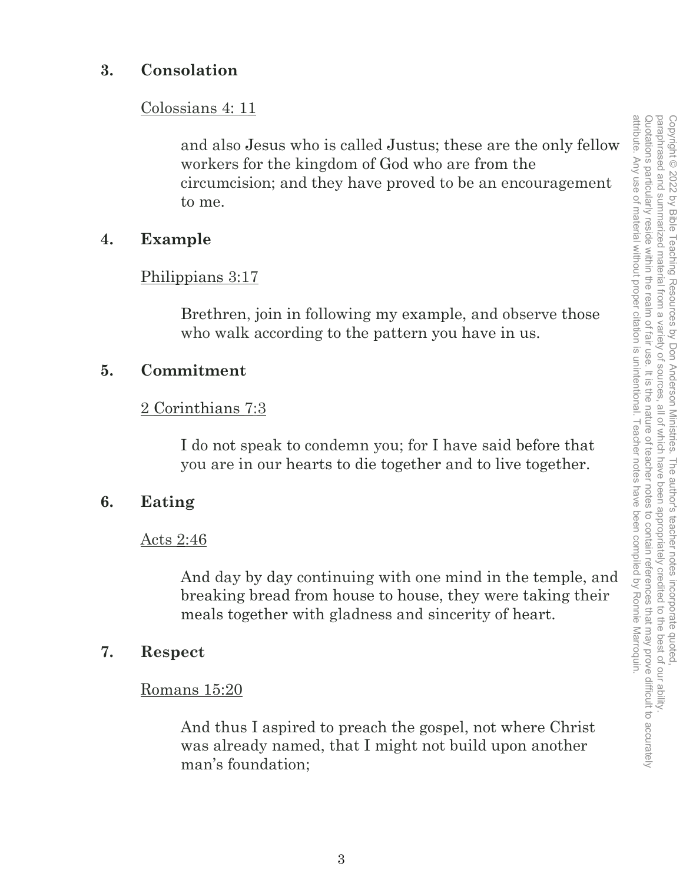3. **Consolation**

   Colossians 4: 11

   > and also Jesus who is called Justus; these are the only fellow workers for the kingdom of God who are from the circumcision; and they have proved to be an encouragement to me.

4. **Example**

   Philippians 3:17

   > Brethren, join in following my example, and observe those who walk according to the pattern you have in us.

5. **Commitment**

   2 Corinthians 7:3

   > I do not speak to condemn you; for I have said before that you are in our hearts to die together and to live together.

6. **Eating**

   Acts 2:46

   > And day by day continuing with one mind in the temple, and breaking bread from house to house, they were taking their meals together with gladness and sincerity of heart.

7. **Respect**

   Romans 15:20

   > And thus I aspired to preach the gospel, not where Christ was already named, that I might not build upon another man's foundation;

Copyright © 2022 by Bible Teaching Resources by Don Anderson Ministries. The author's teacher notes incorporate quoted, paraphrased and summarized material from a variety of sources, all of which have been appropriately credited to the best of our ability. Quotations particularly reside within the realm of fair use. It is the nature of teacher notes to contain references that may prove difficult to accurately attribute. Any use of material without proper citation is unintentional. Teacher notes have been compiled by Ronnie Marroquin.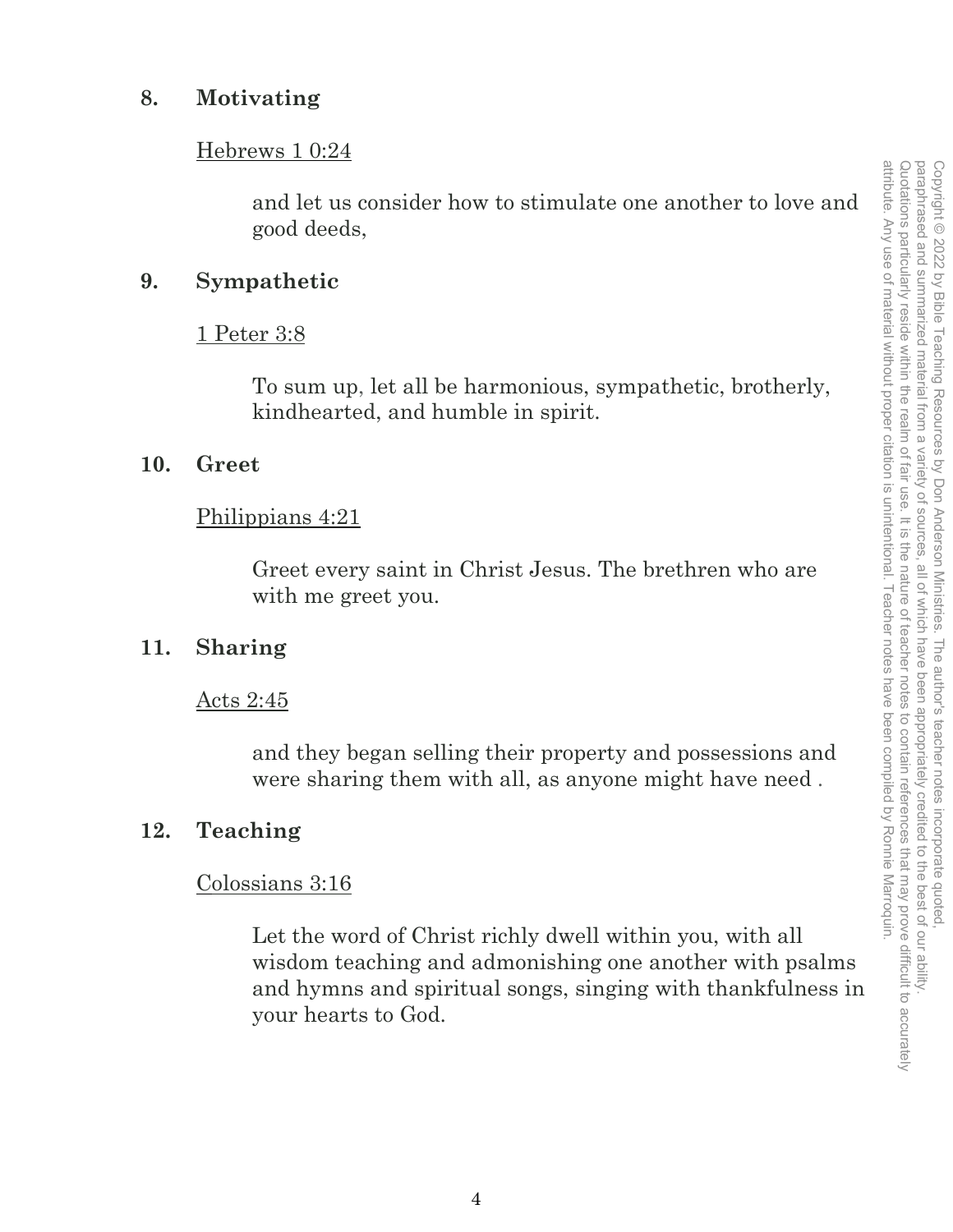**8. Motivating**

Hebrews 1 0:24

> and let us consider how to stimulate one another to love and good deeds,

**9. Sympathetic**

1 Peter 3:8

> To sum up, let all be harmonious, sympathetic, brotherly, kindhearted, and humble in spirit.

**10. Greet**

Philippians 4:21

> Greet every saint in Christ Jesus. The brethren who are with me greet you.

**11. Sharing**

Acts 2:45

> and they began selling their property and possessions and were sharing them with all, as anyone might have need .

**12. Teaching**

Colossians 3:16

> Let the word of Christ richly dwell within you, with all wisdom teaching and admonishing one another with psalms and hymns and spiritual songs, singing with thankfulness in your hearts to God.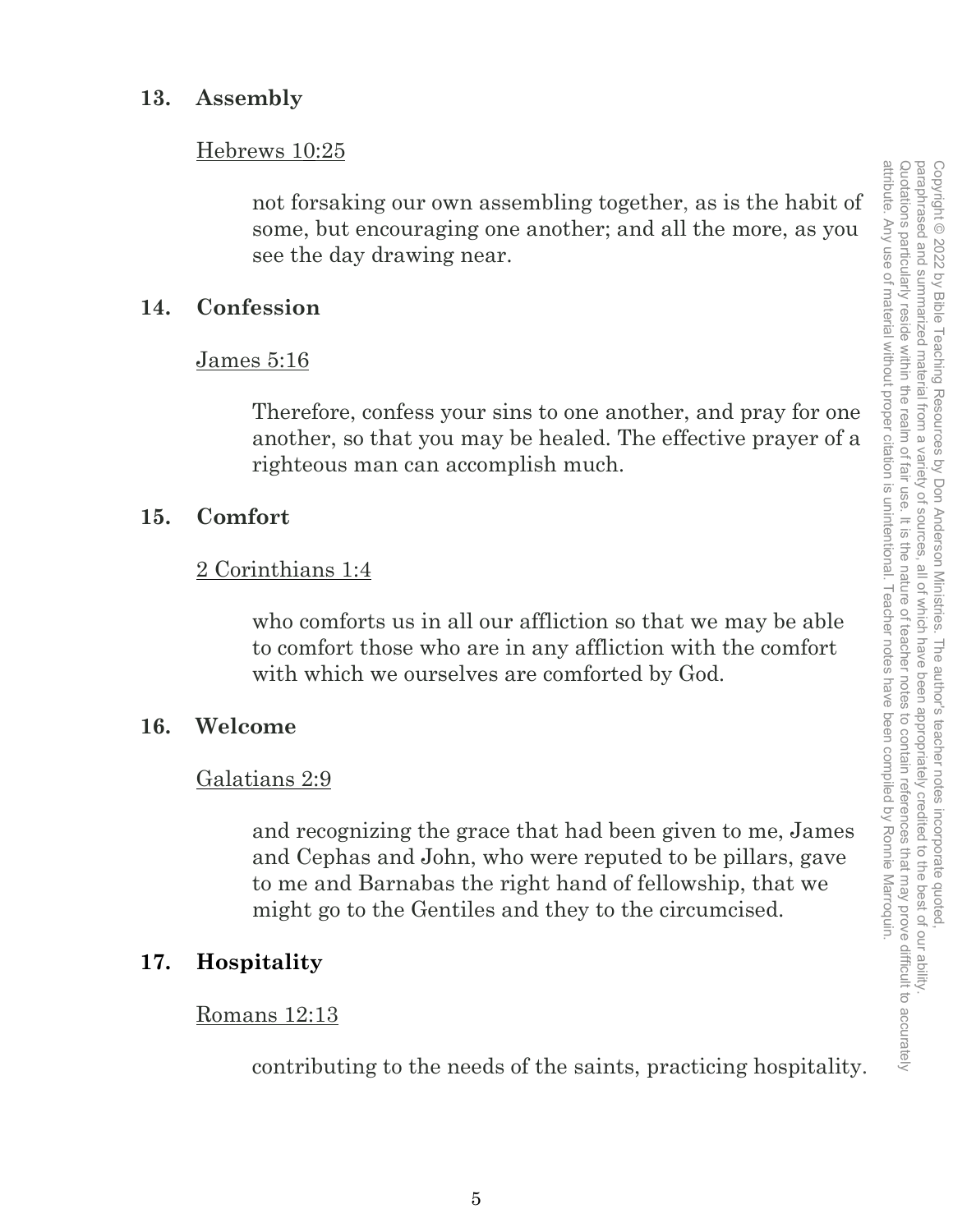**13. Assembly**

Hebrews 10:25

> not forsaking our own assembling together, as is the habit of some, but encouraging one another; and all the more, as you see the day drawing near.

**14. Confession**

James 5:16

> Therefore, confess your sins to one another, and pray for one another, so that you may be healed. The effective prayer of a righteous man can accomplish much.

**15. Comfort**

2 Corinthians 1:4

> who comforts us in all our affliction so that we may be able to comfort those who are in any affliction with the comfort with which we ourselves are comforted by God.

**16. Welcome**

Galatians 2:9

> and recognizing the grace that had been given to me, James and Cephas and John, who were reputed to be pillars, gave to me and Barnabas the right hand of fellowship, that we might go to the Gentiles and they to the circumcised.

**17. Hospitality**

Romans 12:13

> contributing to the needs of the saints, practicing hospitality.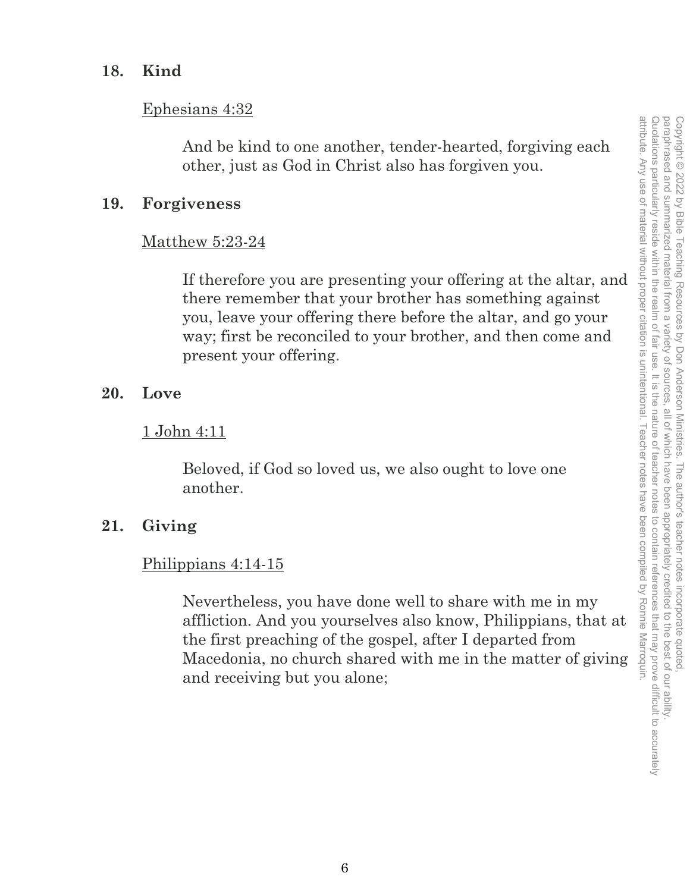**18. Kind**

Ephesians 4:32

> And be kind to one another, tender-hearted, forgiving each other, just as God in Christ also has forgiven you.

**19. Forgiveness**

Matthew 5:23-24

> If therefore you are presenting your offering at the altar, and there remember that your brother has something against you, leave your offering there before the altar, and go your way; first be reconciled to your brother, and then come and present your offering.

**20. Love**

1 John 4:11

> Beloved, if God so loved us, we also ought to love one another.

**21. Giving**

Philippians 4:14-15

> Nevertheless, you have done well to share with me in my affliction. And you yourselves also know, Philippians, that at the first preaching of the gospel, after I departed from Macedonia, no church shared with me in the matter of giving and receiving but you alone;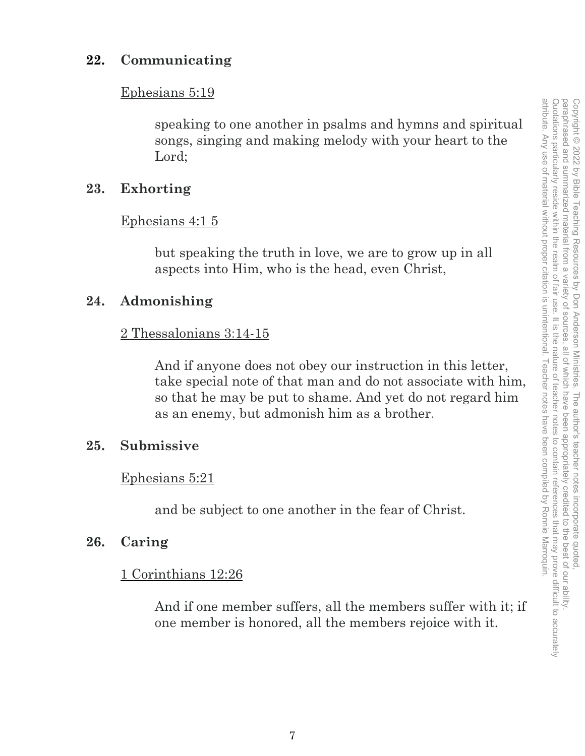**22. Communicating**

Ephesians 5:19

> speaking to one another in psalms and hymns and spiritual songs, singing and making melody with your heart to the Lord;

**23. Exhorting**

Ephesians 4:1 5

> but speaking the truth in love, we are to grow up in all aspects into Him, who is the head, even Christ,

**24. Admonishing**

2 Thessalonians 3:14-15

> And if anyone does not obey our instruction in this letter, take special note of that man and do not associate with him, so that he may be put to shame. And yet do not regard him as an enemy, but admonish him as a brother.

**25. Submissive**

Ephesians 5:21

> and be subject to one another in the fear of Christ.

**26. Caring**

1 Corinthians 12:26

> And if one member suffers, all the members suffer with it; if one member is honored, all the members rejoice with it.

Copyright © 2022 by Bible Teaching Resources by Don Anderson Ministries. The author's teacher notes incorporate quoted, paraphrased and summarized material from a variety of sources, all of which have been appropriately credited to the best of our ability. Quotations particularly reside within the realm of fair use. It is the nature of teacher notes to contain references that may prove difficult to accurately attribute. Any use of material without proper citation is unintentional. Teacher notes have been compiled by Ronnie Marroquin.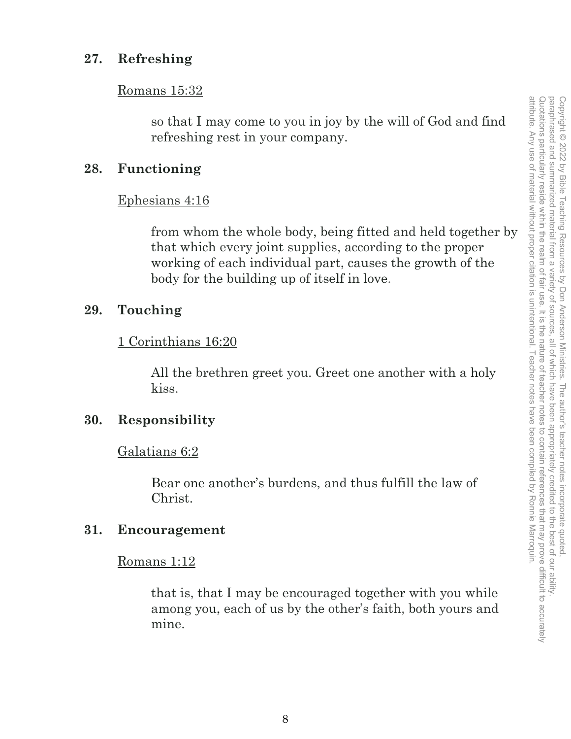**27. Refreshing**

Romans 15:32

> so that I may come to you in joy by the will of God and find refreshing rest in your company.

**28. Functioning**

Ephesians 4:16

> from whom the whole body, being fitted and held together by that which every joint supplies, according to the proper working of each individual part, causes the growth of the body for the building up of itself in love.

**29. Touching**

1 Corinthians 16:20

> All the brethren greet you. Greet one another with a holy kiss.

**30. Responsibility**

Galatians 6:2

> Bear one another's burdens, and thus fulfill the law of Christ.

**31. Encouragement**

Romans 1:12

> that is, that I may be encouraged together with you while among you, each of us by the other's faith, both yours and mine.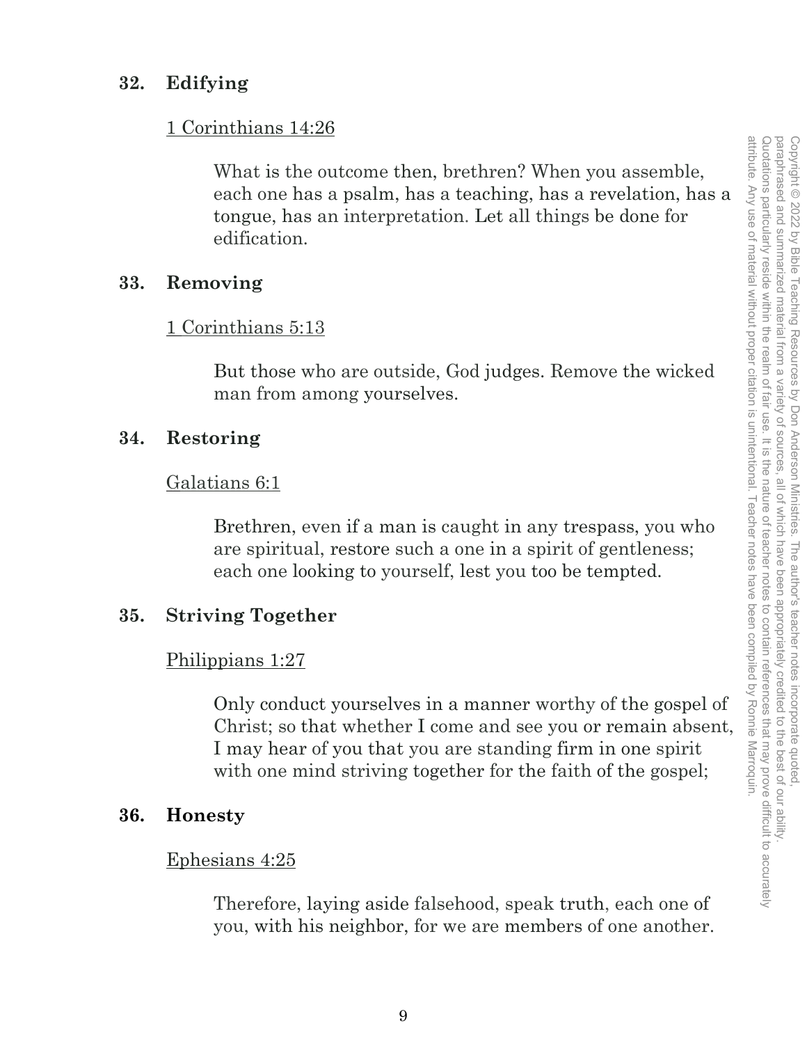**32. Edifying**

1 Corinthians 14:26

> What is the outcome then, brethren? When you assemble, each one has a psalm, has a teaching, has a revelation, has a tongue, has an interpretation. Let all things be done for edification.

**33. Removing**

1 Corinthians 5:13

> But those who are outside, God judges. Remove the wicked man from among yourselves.

**34. Restoring**

Galatians 6:1

> Brethren, even if a man is caught in any trespass, you who are spiritual, restore such a one in a spirit of gentleness; each one looking to yourself, lest you too be tempted.

**35. Striving Together**

Philippians 1:27

> Only conduct yourselves in a manner worthy of the gospel of Christ; so that whether I come and see you or remain absent, I may hear of you that you are standing firm in one spirit with one mind striving together for the faith of the gospel;

**36. Honesty**

Ephesians 4:25

> Therefore, laying aside falsehood, speak truth, each one of you, with his neighbor, for we are members of one another.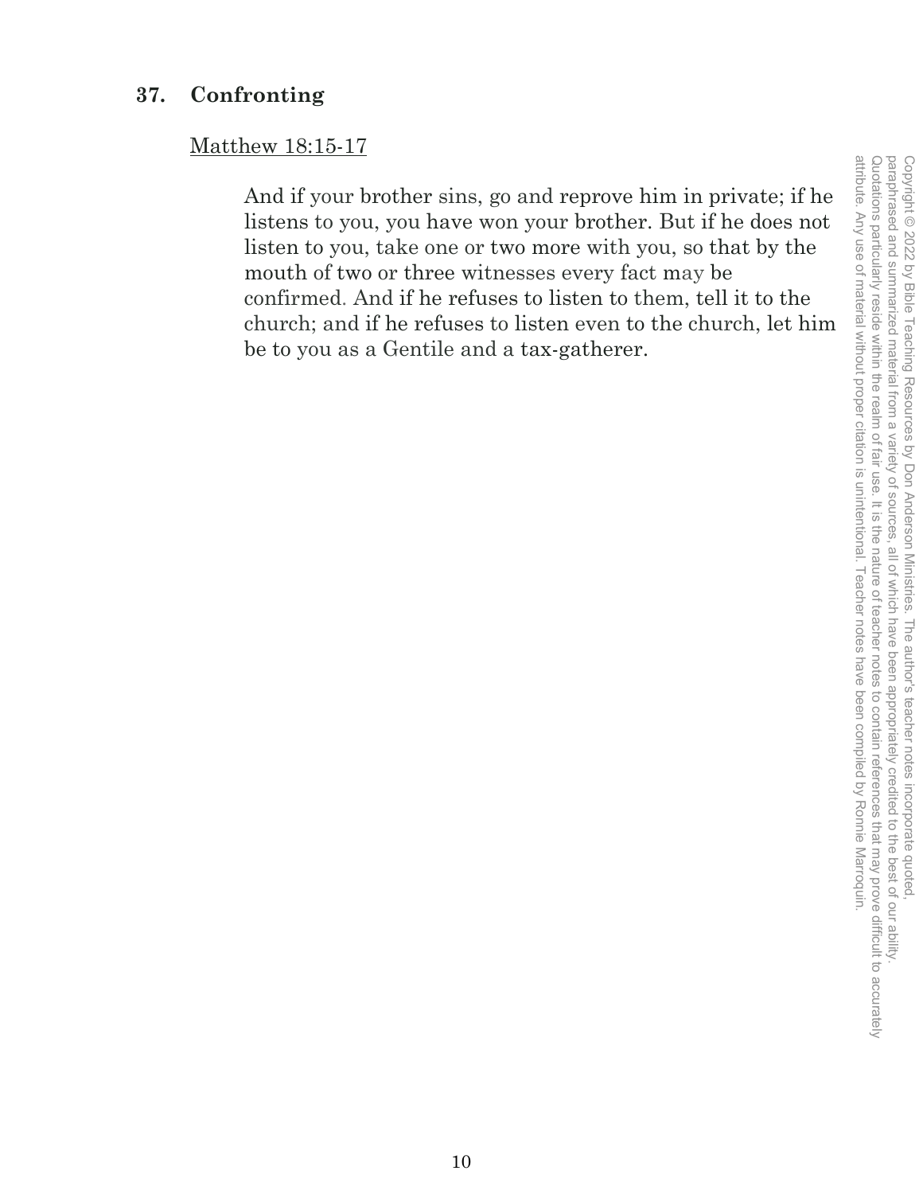## 37. Confronting

<u>Matthew 18:15-17</u>

> And if your brother sins, go and reprove him in private; if he listens to you, you have won your brother. But if he does not listen to you, take one or two more with you, so that by the mouth of two or three witnesses every fact may be confirmed. And if he refuses to listen to them, tell it to the church; and if he refuses to listen even to the church, let him be to you as a Gentile and a tax-gatherer.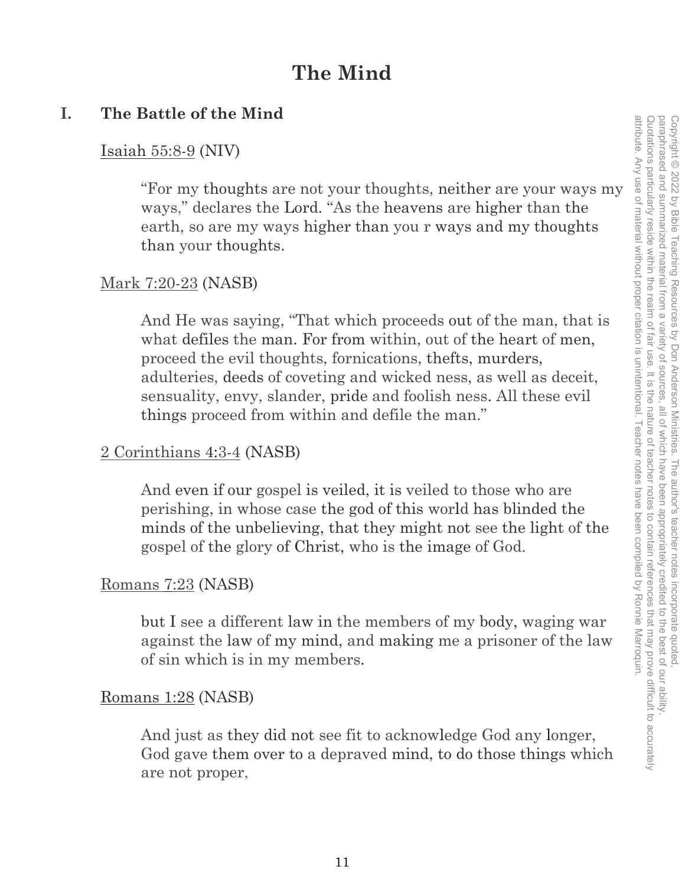# The Mind

## I. The Battle of the Mind

Isaiah 55:8-9 (NIV)

> "For my thoughts are not your thoughts, neither are your ways my ways," declares the Lord. "As the heavens are higher than the earth, so are my ways higher than you r ways and my thoughts than your thoughts.

Mark 7:20-23 (NASB)

> And He was saying, "That which proceeds out of the man, that is what defiles the man. For from within, out of the heart of men, proceed the evil thoughts, fornications, thefts, murders, adulteries, deeds of coveting and wicked ness, as well as deceit, sensuality, envy, slander, pride and foolish ness. All these evil things proceed from within and defile the man."

2 Corinthians 4:3-4 (NASB)

> And even if our gospel is veiled, it is veiled to those who are perishing, in whose case the god of this world has blinded the minds of the unbelieving, that they might not see the light of the gospel of the glory of Christ, who is the image of God.

Romans 7:23 (NASB)

> but I see a different law in the members of my body, waging war against the law of my mind, and making me a prisoner of the law of sin which is in my members.

Romans 1:28 (NASB)

> And just as they did not see fit to acknowledge God any longer, God gave them over to a depraved mind, to do those things which are not proper,

Copyright © 2022 by Bible Teaching Resources by Don Anderson Ministries. The author's teacher notes incorporate quoted, paraphrased and summarized material from a variety of sources, all of which have been appropriately credited to the best of our ability. Quotations particularly reside within the realm of fair use. It is the nature of teacher notes to contain references that may prove difficult to accurately attribute. Any use of material without proper citation is unintentional. Teacher notes have been compiled by Ronnie Marroquin.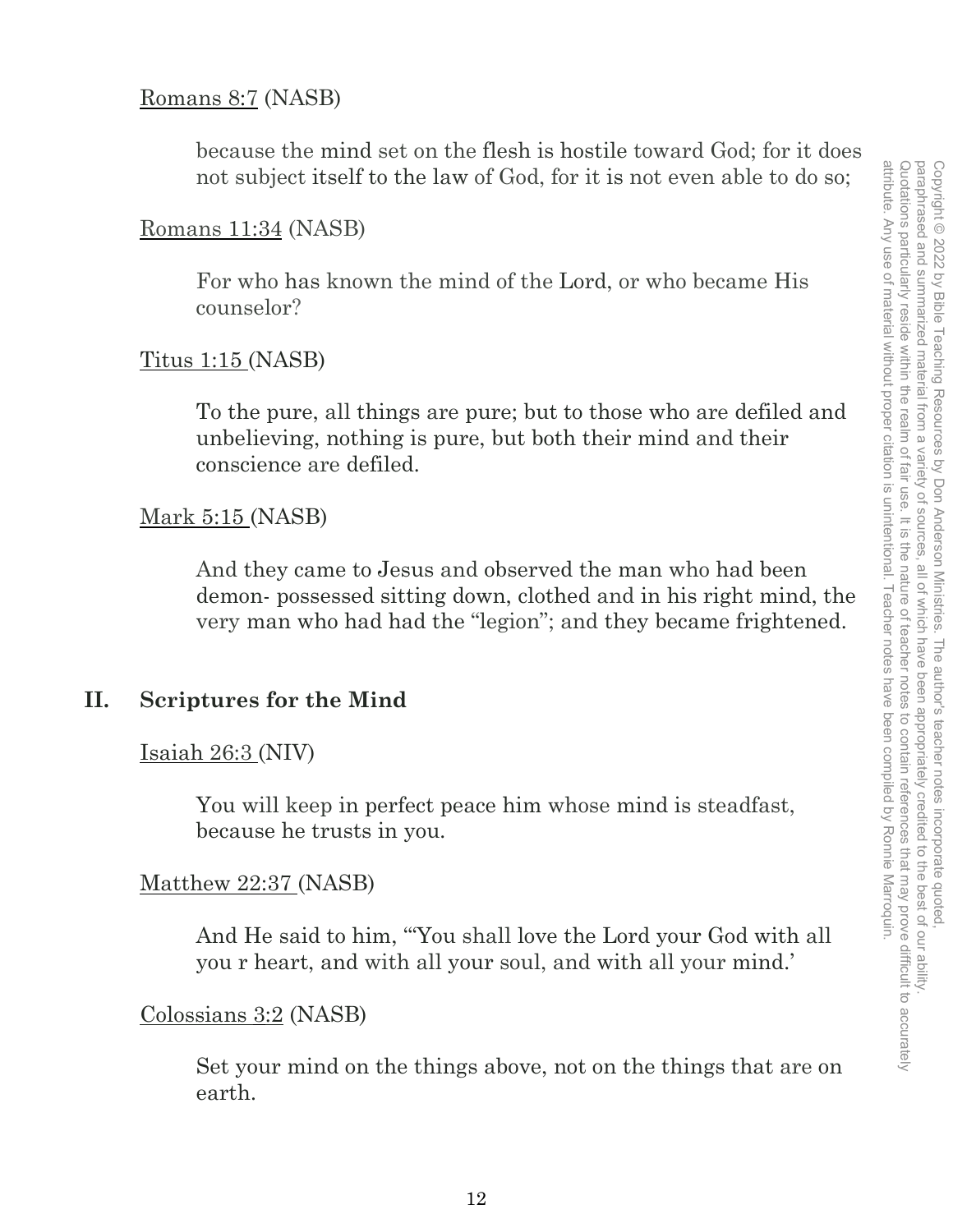Romans 8:7 (NASB)

> because the mind set on the flesh is hostile toward God; for it does not subject itself to the law of God, for it is not even able to do so;

Romans 11:34 (NASB)

> For who has known the mind of the Lord, or who became His counselor?

Titus 1:15 (NASB)

> To the pure, all things are pure; but to those who are defiled and unbelieving, nothing is pure, but both their mind and their conscience are defiled.

Mark 5:15 (NASB)

> And they came to Jesus and observed the man who had been demon- possessed sitting down, clothed and in his right mind, the very man who had had the "legion"; and they became frightened.

## II. Scriptures for the Mind

Isaiah 26:3 (NIV)

> You will keep in perfect peace him whose mind is steadfast, because he trusts in you.

Matthew 22:37 (NASB)

> And He said to him, "'You shall love the Lord your God with all you r heart, and with all your soul, and with all your mind.'

Colossians 3:2 (NASB)

> Set your mind on the things above, not on the things that are on earth.

Copyright © 2022 by Bible Teaching Resources by Don Anderson Ministries. The author's teacher notes incorporate quoted, paraphrased and summarized material from a variety of sources, all of which have been appropriately credited to the best of our ability. Quotations particularly reside within the realm of fair use. It is the nature of teacher notes to contain references that may prove difficult to accurately attribute. Any use of material without proper citation is unintentional. Teacher notes have been compiled by Ronnie Marroquin.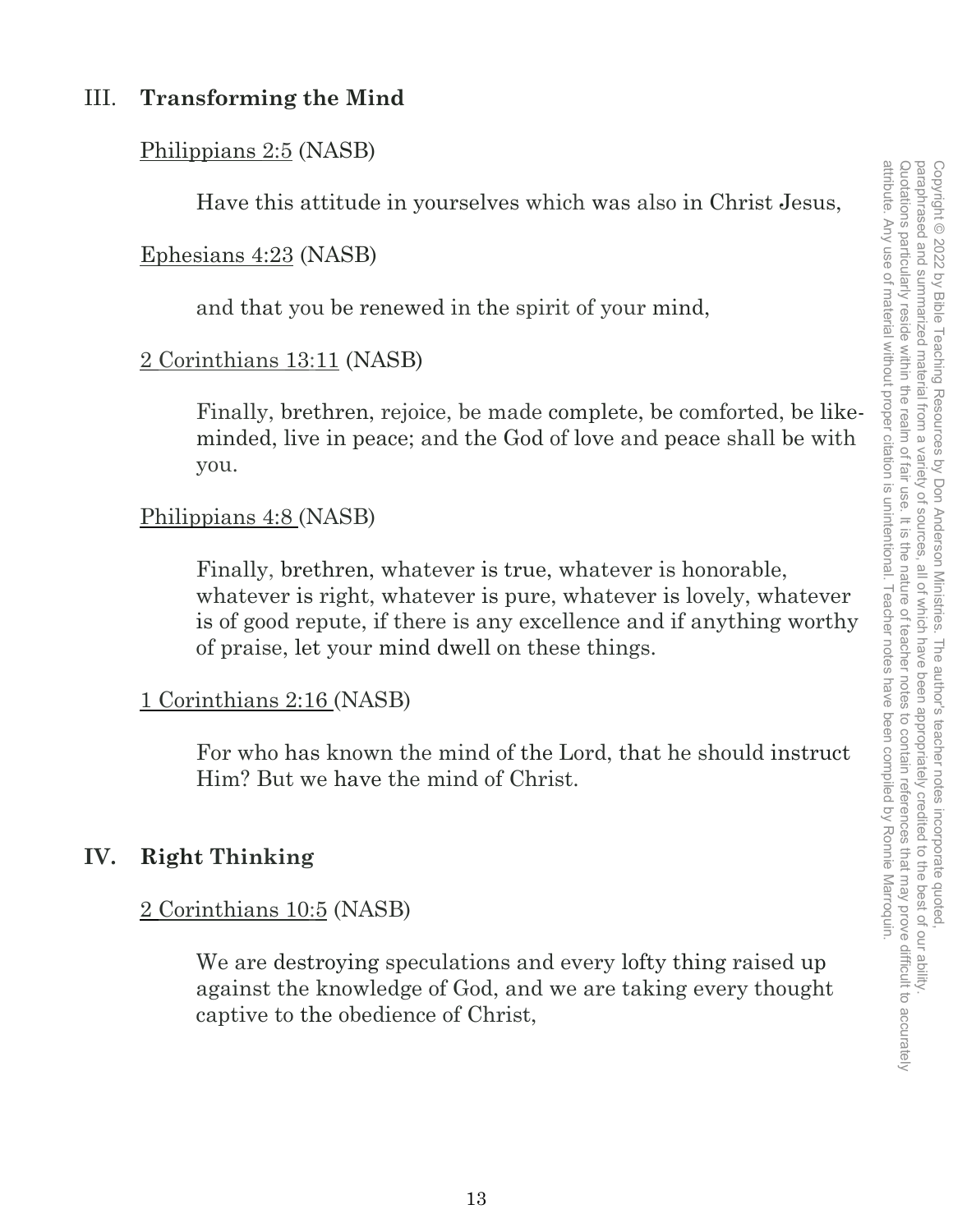## III. **Transforming the Mind**

Philippians 2:5 (NASB)

> Have this attitude in yourselves which was also in Christ Jesus,

Ephesians 4:23 (NASB)

> and that you be renewed in the spirit of your mind,

2 Corinthians 13:11 (NASB)

> Finally, brethren, rejoice, be made complete, be comforted, be like-minded, live in peace; and the God of love and peace shall be with you.

Philippians 4:8 (NASB)

> Finally, brethren, whatever is true, whatever is honorable, whatever is right, whatever is pure, whatever is lovely, whatever is of good repute, if there is any excellence and if anything worthy of praise, let your mind dwell on these things.

1 Corinthians 2:16 (NASB)

> For who has known the mind of the Lord, that he should instruct Him? But we have the mind of Christ.

## IV. **Right Thinking**

2 Corinthians 10:5 (NASB)

> We are destroying speculations and every lofty thing raised up against the knowledge of God, and we are taking every thought captive to the obedience of Christ,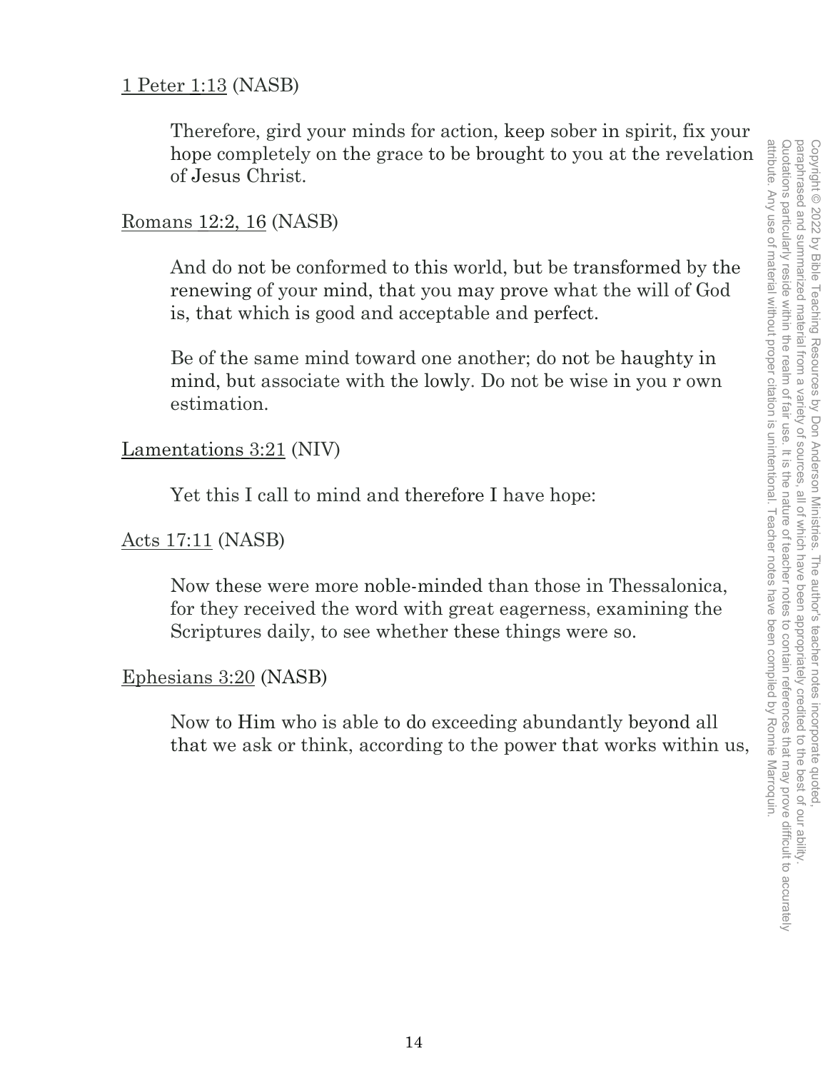1 Peter 1:13 (NASB)

> Therefore, gird your minds for action, keep sober in spirit, fix your hope completely on the grace to be brought to you at the revelation of Jesus Christ.

Romans 12:2, 16 (NASB)

> And do not be conformed to this world, but be transformed by the renewing of your mind, that you may prove what the will of God is, that which is good and acceptable and perfect.
>
> Be of the same mind toward one another; do not be haughty in mind, but associate with the lowly. Do not be wise in you r own estimation.

Lamentations 3:21 (NIV)

> Yet this I call to mind and therefore I have hope:

Acts 17:11 (NASB)

> Now these were more noble-minded than those in Thessalonica, for they received the word with great eagerness, examining the Scriptures daily, to see whether these things were so.

Ephesians 3:20 (NASB)

> Now to Him who is able to do exceeding abundantly beyond all that we ask or think, according to the power that works within us,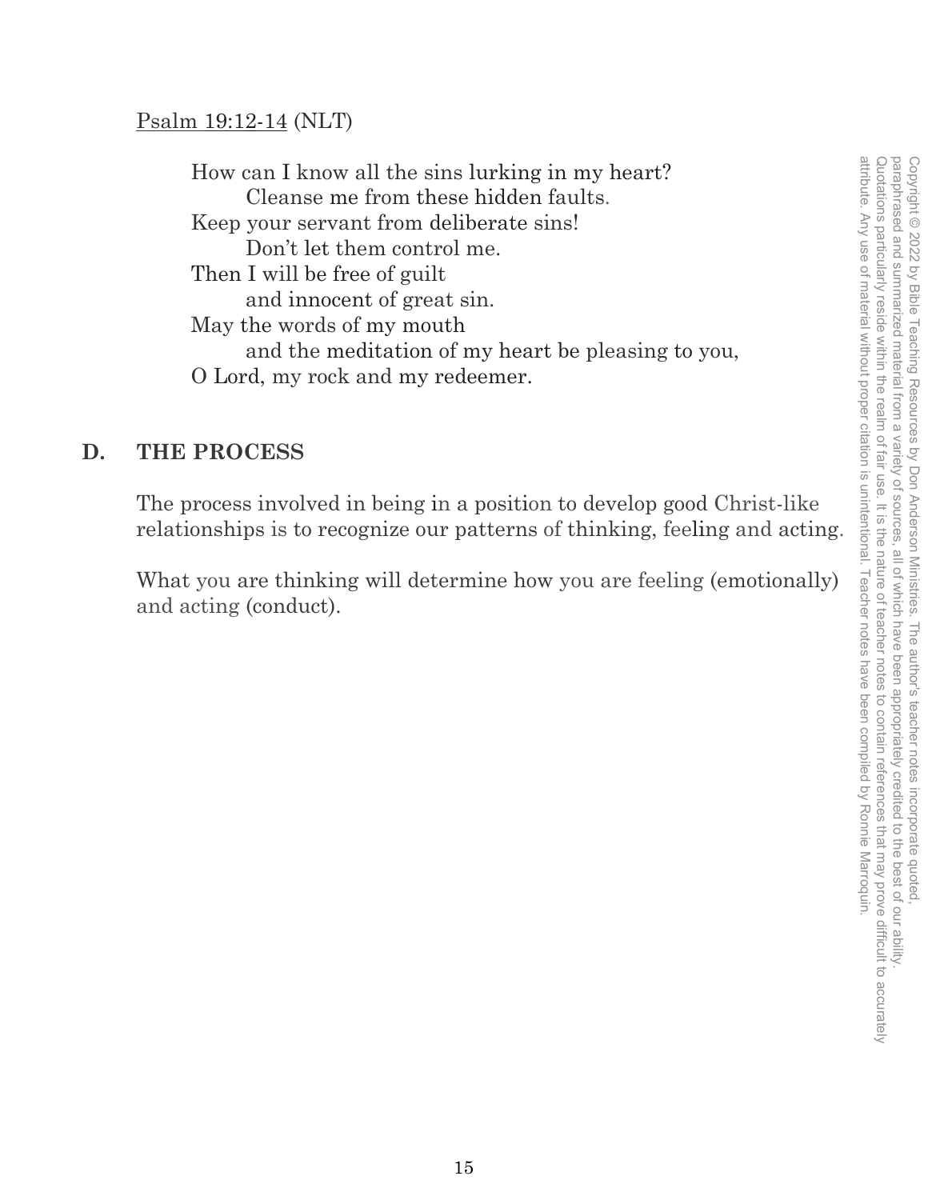<u>Psalm 19:12-14</u> (NLT)

> How can I know all the sins lurking in my heart?
> &nbsp;&nbsp;&nbsp;&nbsp;Cleanse me from these hidden faults.
> Keep your servant from deliberate sins!
> &nbsp;&nbsp;&nbsp;&nbsp;Don't let them control me.
> Then I will be free of guilt
> &nbsp;&nbsp;&nbsp;&nbsp;and innocent of great sin.
> May the words of my mouth
> &nbsp;&nbsp;&nbsp;&nbsp;and the meditation of my heart be pleasing to you,
> O Lord, my rock and my redeemer.

## D. THE PROCESS

The process involved in being in a position to develop good Christ-like relationships is to recognize our patterns of thinking, feeling and acting.

What you are thinking will determine how you are feeling (emotionally) and acting (conduct).